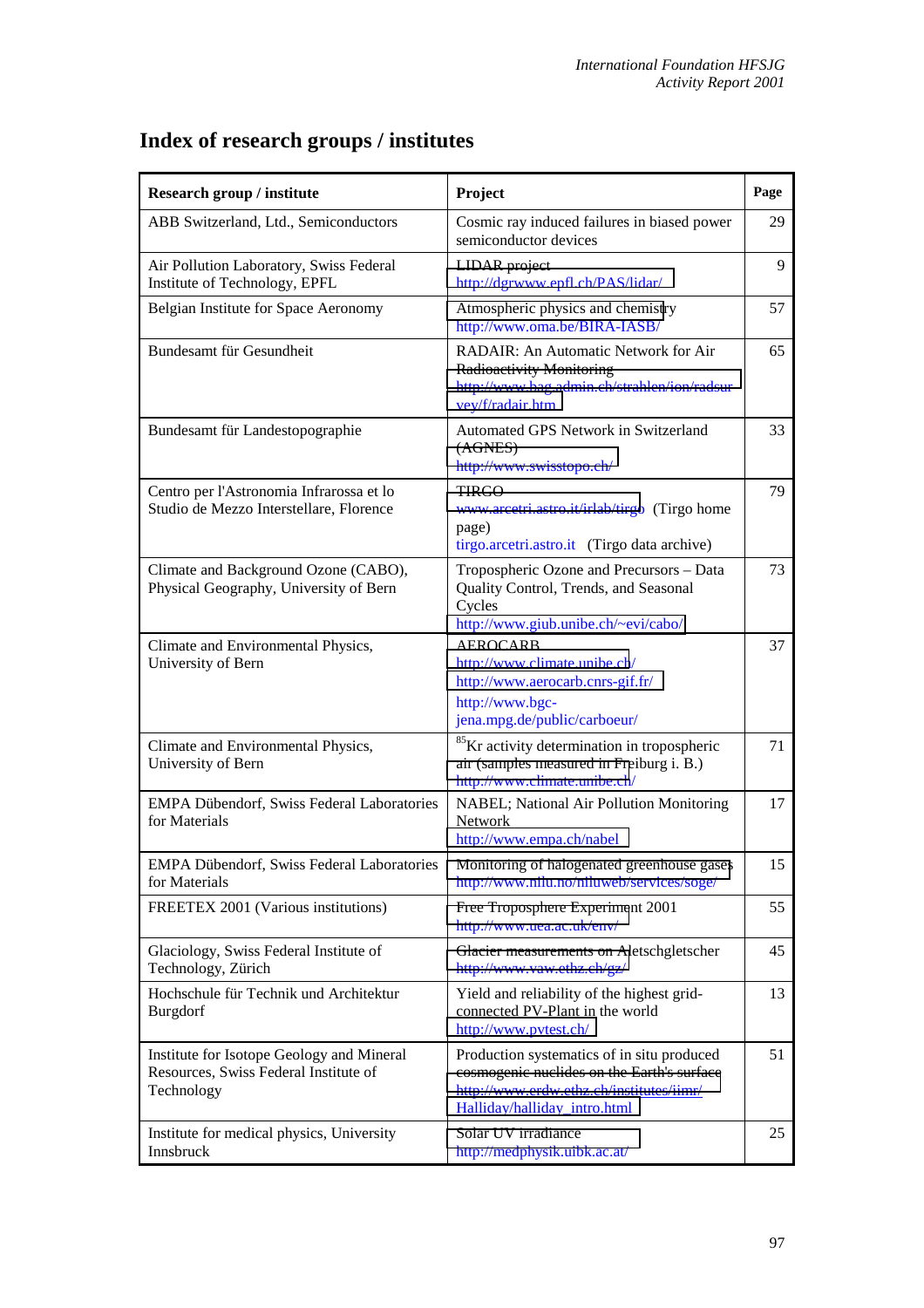# Index of research groups / institutes

| Research group / institute | Project | Page |
|---|---|---|
| ABB Switzerland, Ltd., Semiconductors | Cosmic ray induced failures in biased power semiconductor devices | 29 |
| Air Pollution Laboratory, Swiss Federal Institute of Technology, EPFL | LIDAR project<br>http://dgrwww.epfl.ch/PAS/lidar/ | 9 |
| Belgian Institute for Space Aeronomy | Atmospheric physics and chemistry<br>http://www.oma.be/BIRA-IASB/ | 57 |
| Bundesamt für Gesundheit | RADAIR: An Automatic Network for Air Radioactivity Monitoring<br>http://www.bag.admin.ch/strahlen/ion/radsurvey/f/radair.htm | 65 |
| Bundesamt für Landestopographie | Automated GPS Network in Switzerland (AGNES)<br>http://www.swisstopo.ch/ | 33 |
| Centro per l'Astronomia Infrarossa et lo Studio de Mezzo Interstellare, Florence | TIRGO<br>www.arcetri.astro.it/irlab/tirgo (Tirgo home page)<br>tirgo.arcetri.astro.it (Tirgo data archive) | 79 |
| Climate and Background Ozone (CABO), Physical Geography, University of Bern | Tropospheric Ozone and Precursors – Data Quality Control, Trends, and Seasonal Cycles<br>http://www.giub.unibe.ch/~evi/cabo/ | 73 |
| Climate and Environmental Physics, University of Bern | AEROCARB<br>http://www.climate.unibe.ch/<br>http://www.aerocarb.cnrs-gif.fr/<br>http://www.bgc-jena.mpg.de/public/carboeur/ | 37 |
| Climate and Environmental Physics, University of Bern | $^{85}$Kr activity determination in tropospheric air (samples measured in Freiburg i. B.)<br>http://www.climate.unibe.ch/ | 71 |
| EMPA Dübendorf, Swiss Federal Laboratories for Materials | NABEL; National Air Pollution Monitoring Network<br>http://www.empa.ch/nabel | 17 |
| EMPA Dübendorf, Swiss Federal Laboratories for Materials | Monitoring of halogenated greenhouse gases<br>http://www.nilu.no/niluweb/services/soge/ | 15 |
| FREETEX 2001 (Various institutions) | Free Troposphere Experiment 2001<br>http://www.uea.ac.uk/env/ | 55 |
| Glaciology, Swiss Federal Institute of Technology, Zürich | Glacier measurements on Aletschgletscher<br>http://www.vaw.ethz.ch/gz/ | 45 |
| Hochschule für Technik und Architektur Burgdorf | Yield and reliability of the highest grid-connected PV-Plant in the world<br>http://www.pvtest.ch/ | 13 |
| Institute for Isotope Geology and Mineral Resources, Swiss Federal Institute of Technology | Production systematics of in situ produced cosmogenic nuclides on the Earth's surface<br>http://www.erdw.ethz.ch/institutes/iimr/Halliday/halliday_intro.html | 51 |
| Institute for medical physics, University Innsbruck | Solar UV irradiance<br>http://medphysik.uibk.ac.at/ | 25 |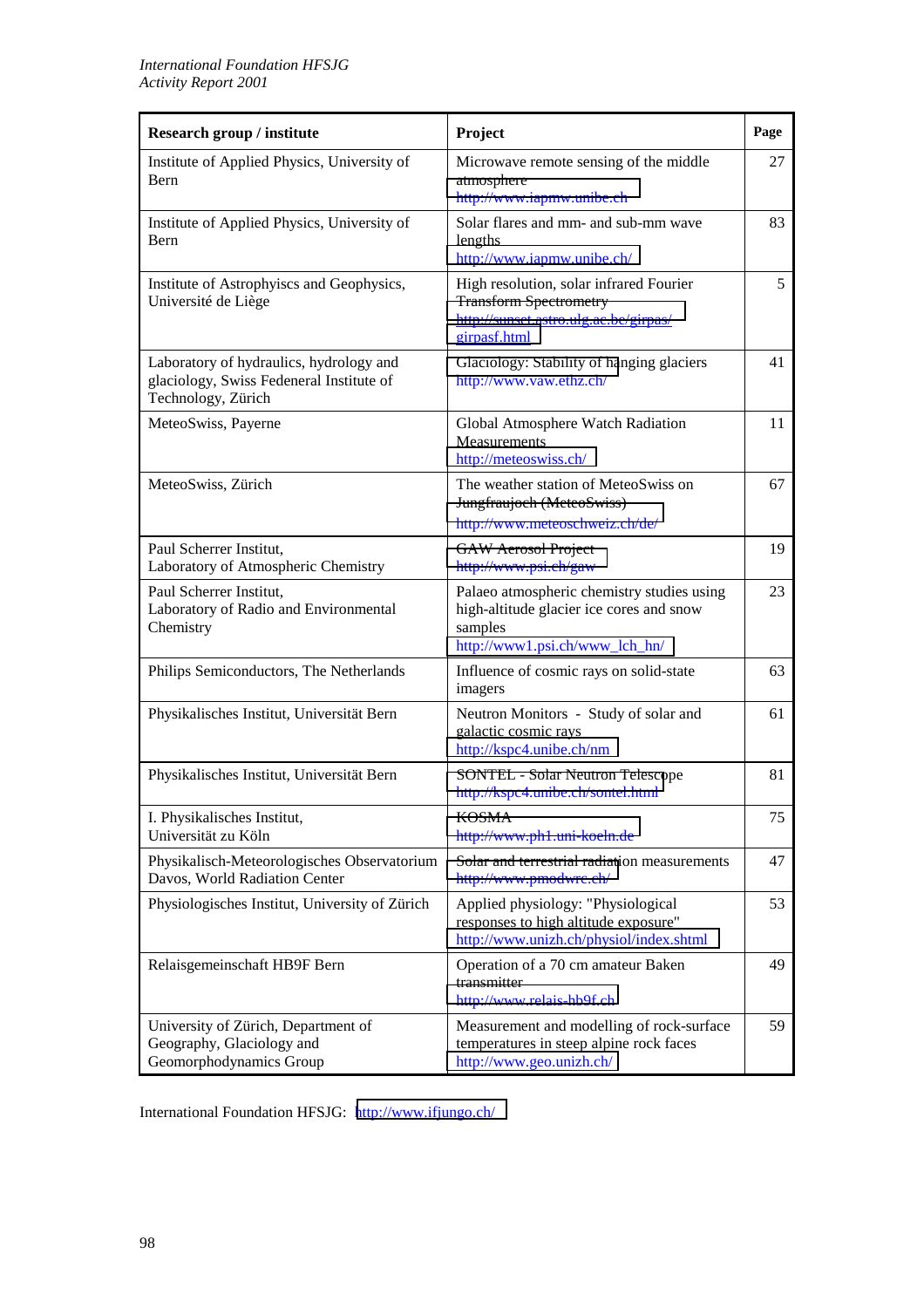| Research group / institute | Project | Page |
|---|---|---|
| Institute of Applied Physics, University of Bern | Microwave remote sensing of the middle atmosphere http://www.iapmw.unibe.ch | 27 |
| Institute of Applied Physics, University of Bern | Solar flares and mm- and sub-mm wave lengths http://www.iapmw.unibe.ch/ | 83 |
| Institute of Astrophyiscs and Geophysics, Université de Liège | High resolution, solar infrared Fourier Transform Spectrometry http://sunset.astro.ulg.ac.be/girpas/girpasf.html | 5 |
| Laboratory of hydraulics, hydrology and glaciology, Swiss Fedeneral Institute of Technology, Zürich | Glaciology: Stability of hanging glaciers http://www.vaw.ethz.ch/ | 41 |
| MeteoSwiss, Payerne | Global Atmosphere Watch Radiation Measurements http://meteoswiss.ch/ | 11 |
| MeteoSwiss, Zürich | The weather station of MeteoSwiss on Jungfraujoch (MeteoSwiss) http://www.meteoschweiz.ch/de/ | 67 |
| Paul Scherrer Institut, Laboratory of Atmospheric Chemistry | GAW Aerosol Project http://www.psi.ch/gaw | 19 |
| Paul Scherrer Institut, Laboratory of Radio and Environmental Chemistry | Palaeo atmospheric chemistry studies using high-altitude glacier ice cores and snow samples http://www1.psi.ch/www_lch_hn/ | 23 |
| Philips Semiconductors, The Netherlands | Influence of cosmic rays on solid-state imagers | 63 |
| Physikalisches Institut, Universität Bern | Neutron Monitors - Study of solar and galactic cosmic rays http://kspc4.unibe.ch/nm | 61 |
| Physikalisches Institut, Universität Bern | SONTEL - Solar Neutron Telescope http://kspc4.unibe.ch/sontel.html | 81 |
| I. Physikalisches Institut, Universität zu Köln | KOSMA http://www.ph1.uni-koeln.de | 75 |
| Physikalisch-Meteorologisches Observatorium Davos, World Radiation Center | Solar and terrestrial radiation measurements http://www.pmodwrc.ch/ | 47 |
| Physiologisches Institut, University of Zürich | Applied physiology: "Physiological responses to high altitude exposure" http://www.unizh.ch/physiol/index.shtml | 53 |
| Relaisgemeinschaft HB9F Bern | Operation of a 70 cm amateur Baken transmitter http://www.relais-hb9f.ch | 49 |
| University of Zürich, Department of Geography, Glaciology and Geomorphodynamics Group | Measurement and modelling of rock-surface temperatures in steep alpine rock faces http://www.geo.unizh.ch/ | 59 |

International Foundation HFSJG: http://www.ifjungo.ch/